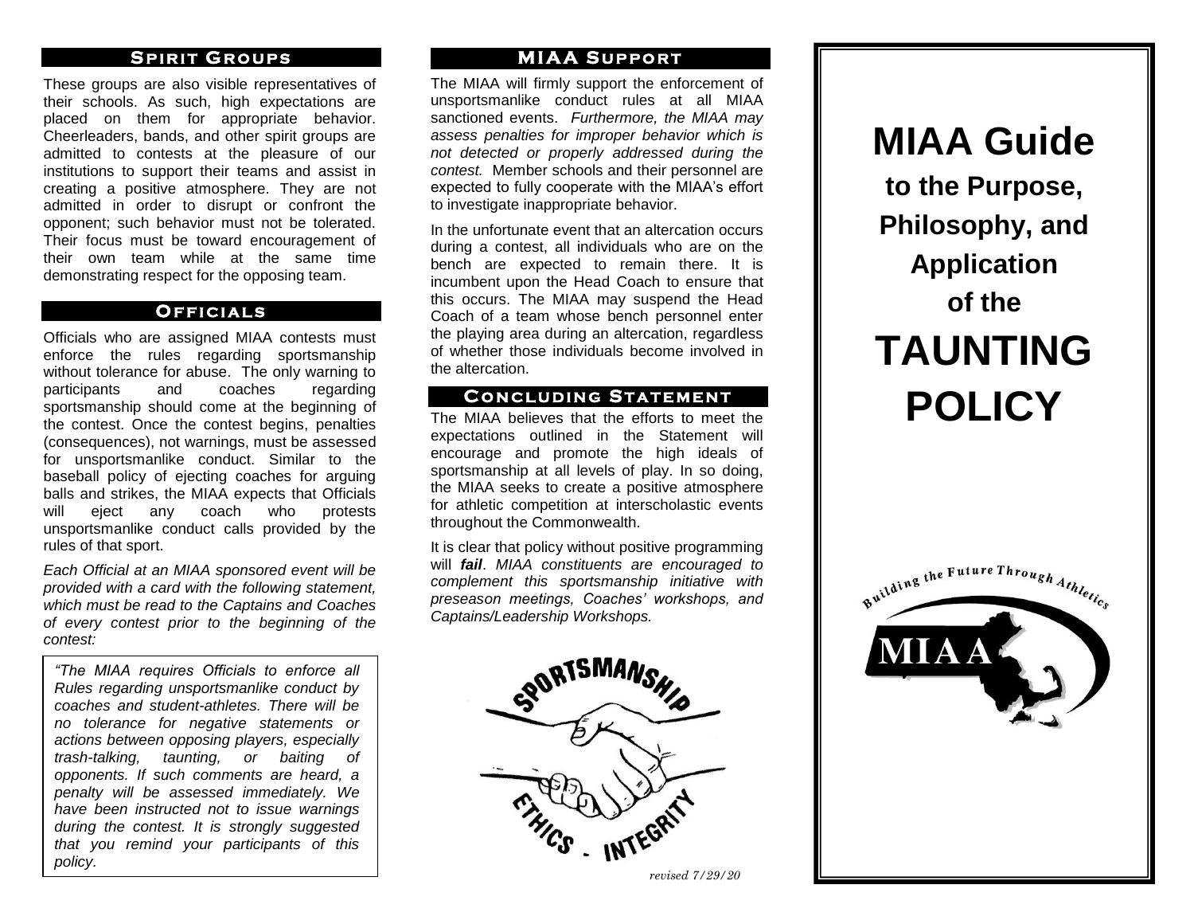## Spirit Groups

These groups are also visible representatives of their schools. As such, high expectations are placed on them for appropriate behavior. Cheerleaders, bands, and other spirit groups are admitted to contests at the pleasure of our institutions to support their teams and assist in creating a positive atmosphere. They are not admitted in order to disrupt or confront the opponent; such behavior must not be tolerated. Their focus must be toward encouragement of their own team while at the same time demonstrating respect for the opposing team.

## Officials

Officials who are assigned MIAA contests must enforce the rules regarding sportsmanship without tolerance for abuse. The only warning to participants and coaches regarding sportsmanship should come at the beginning of the contest. Once the contest begins, penalties (consequences), not warnings, must be assessed for unsportsmanlike conduct. Similar to the baseball policy of ejecting coaches for arguing balls and strikes, the MIAA expects that Officials will eject any coach who protests unsportsmanlike conduct calls provided by the rules of that sport.

*Each Official at an MIAA sponsored event will be provided with a card with the following statement, which must be read to the Captains and Coaches of every contest prior to the beginning of the contest:*

> *"The MIAA requires Officials to enforce all Rules regarding unsportsmanlike conduct by coaches and student-athletes. There will be no tolerance for negative statements or actions between opposing players, especially trash-talking, taunting, or baiting of opponents. If such comments are heard, a penalty will be assessed immediately. We have been instructed not to issue warnings during the contest. It is strongly suggested that you remind your participants of this policy.*

## MIAA Support

The MIAA will firmly support the enforcement of unsportsmanlike conduct rules at all MIAA sanctioned events. *Furthermore, the MIAA may assess penalties for improper behavior which is not detected or properly addressed during the contest.* Member schools and their personnel are expected to fully cooperate with the MIAA's effort to investigate inappropriate behavior.

In the unfortunate event that an altercation occurs during a contest, all individuals who are on the bench are expected to remain there. It is incumbent upon the Head Coach to ensure that this occurs. The MIAA may suspend the Head Coach of a team whose bench personnel enter the playing area during an altercation, regardless of whether those individuals become involved in the altercation.

## Concluding Statement

The MIAA believes that the efforts to meet the expectations outlined in the Statement will encourage and promote the high ideals of sportsmanship at all levels of play. In so doing, the MIAA seeks to create a positive atmosphere for athletic competition at interscholastic events throughout the Commonwealth.

It is clear that policy without positive programming will ***fail***. *MIAA constituents are encouraged to complement this sportsmanship initiative with preseason meetings, Coaches' workshops, and Captains/Leadership Workshops.*

SPORTSMANSHIP
ETHICS - INTEGRITY

*revised 7/29/20*

# MIAA Guide
## to the Purpose, Philosophy, and Application of the
# TAUNTING POLICY

Building the Future Through Athletics
MIAA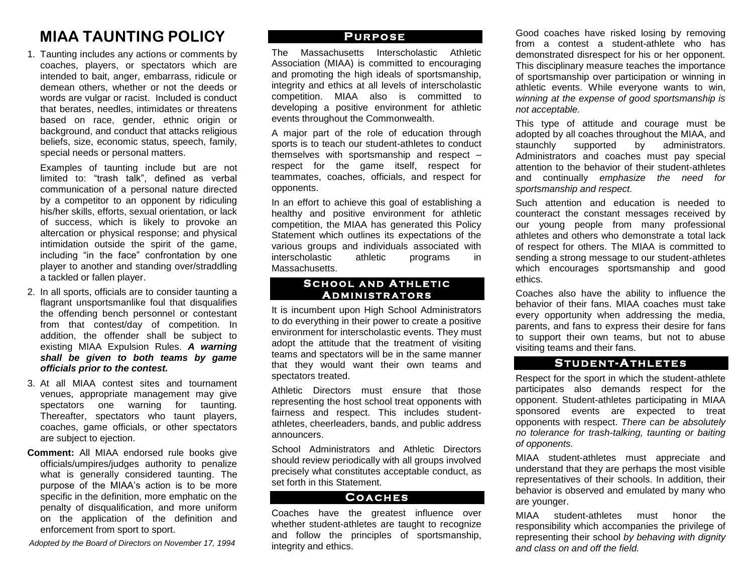# MIAA TAUNTING POLICY

1. Taunting includes any actions or comments by coaches, players, or spectators which are intended to bait, anger, embarrass, ridicule or demean others, whether or not the deeds or words are vulgar or racist. Included is conduct that berates, needles, intimidates or threatens based on race, gender, ethnic origin or background, and conduct that attacks religious beliefs, size, economic status, speech, family, special needs or personal matters.

   Examples of taunting include but are not limited to: "trash talk", defined as verbal communication of a personal nature directed by a competitor to an opponent by ridiculing his/her skills, efforts, sexual orientation, or lack of success, which is likely to provoke an altercation or physical response; and physical intimidation outside the spirit of the game, including "in the face" confrontation by one player to another and standing over/straddling a tackled or fallen player.

2. In all sports, officials are to consider taunting a flagrant unsportsmanlike foul that disqualifies the offending bench personnel or contestant from that contest/day of competition. In addition, the offender shall be subject to existing MIAA Expulsion Rules. ***A warning shall be given to both teams by game officials prior to the contest.***

3. At all MIAA contest sites and tournament venues, appropriate management may give spectators one warning for taunting. Thereafter, spectators who taunt players, coaches, game officials, or other spectators are subject to ejection.

**Comment:** All MIAA endorsed rule books give officials/umpires/judges authority to penalize what is generally considered taunting. The purpose of the MIAA's action is to be more specific in the definition, more emphatic on the penalty of disqualification, and more uniform on the application of the definition and enforcement from sport to sport.

*Adopted by the Board of Directors on November 17, 1994*

## Purpose

The Massachusetts Interscholastic Athletic Association (MIAA) is committed to encouraging and promoting the high ideals of sportsmanship, integrity and ethics at all levels of interscholastic competition. MIAA also is committed to developing a positive environment for athletic events throughout the Commonwealth.

A major part of the role of education through sports is to teach our student-athletes to conduct themselves with sportsmanship and respect – respect for the game itself, respect for teammates, coaches, officials, and respect for opponents.

In an effort to achieve this goal of establishing a healthy and positive environment for athletic competition, the MIAA has generated this Policy Statement which outlines its expectations of the various groups and individuals associated with interscholastic athletic programs in Massachusetts.

## School and Athletic Administrators

It is incumbent upon High School Administrators to do everything in their power to create a positive environment for interscholastic events. They must adopt the attitude that the treatment of visiting teams and spectators will be in the same manner that they would want their own teams and spectators treated.

Athletic Directors must ensure that those representing the host school treat opponents with fairness and respect. This includes student-athletes, cheerleaders, bands, and public address announcers.

School Administrators and Athletic Directors should review periodically with all groups involved precisely what constitutes acceptable conduct, as set forth in this Statement.

## Coaches

Coaches have the greatest influence over whether student-athletes are taught to recognize and follow the principles of sportsmanship, integrity and ethics.

Good coaches have risked losing by removing from a contest a student-athlete who has demonstrated disrespect for his or her opponent. This disciplinary measure teaches the importance of sportsmanship over participation or winning in athletic events. While everyone wants to win, *winning at the expense of good sportsmanship is not acceptable.*

This type of attitude and courage must be adopted by all coaches throughout the MIAA, and staunchly supported by administrators. Administrators and coaches must pay special attention to the behavior of their student-athletes and continually *emphasize the need for sportsmanship and respect.*

Such attention and education is needed to counteract the constant messages received by our young people from many professional athletes and others who demonstrate a total lack of respect for others. The MIAA is committed to sending a strong message to our student-athletes which encourages sportsmanship and good ethics.

Coaches also have the ability to influence the behavior of their fans. MIAA coaches must take every opportunity when addressing the media, parents, and fans to express their desire for fans to support their own teams, but not to abuse visiting teams and their fans.

## Student-Athletes

Respect for the sport in which the student-athlete participates also demands respect for the opponent. Student-athletes participating in MIAA sponsored events are expected to treat opponents with respect. *There can be absolutely no tolerance for trash-talking, taunting or baiting of opponents.*

MIAA student-athletes must appreciate and understand that they are perhaps the most visible representatives of their schools. In addition, their behavior is observed and emulated by many who are younger.

MIAA student-athletes must honor the responsibility which accompanies the privilege of representing their school *by behaving with dignity and class on and off the field.*